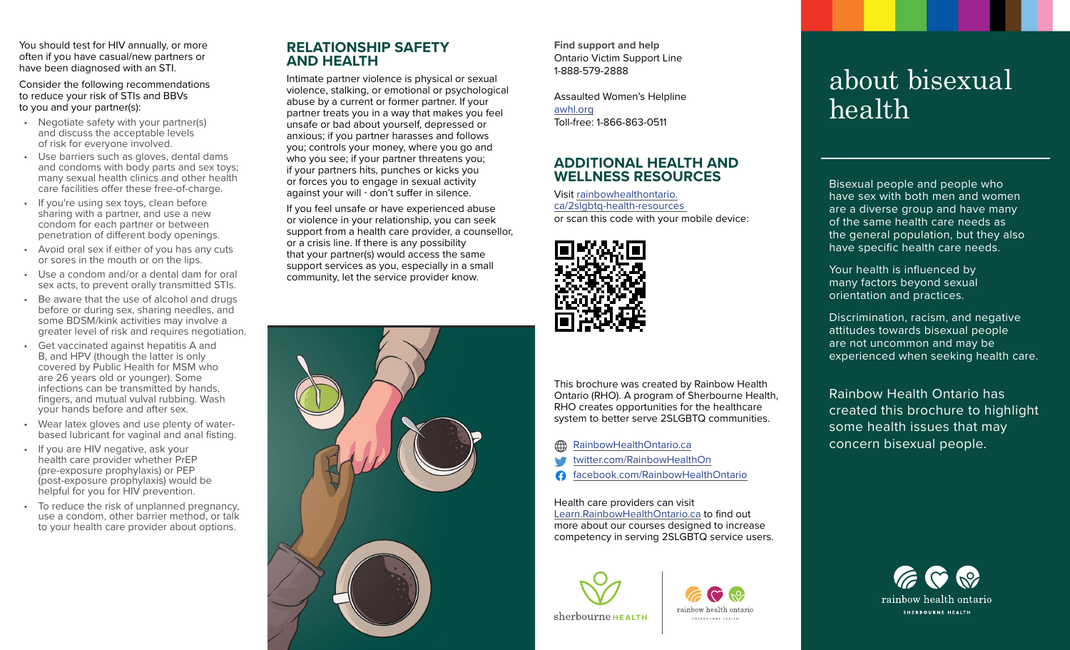You should test for HIV annually, or more often if you have casual/new partners or have been diagnosed with an STI.

Consider the following recommendations to reduce your risk of STIs and BBVs to you and your partner(s):

- Negotiate safety with your partner(s) and discuss the acceptable levels of risk for everyone involved.
- Use barriers such as gloves, dental dams and condoms with body parts and sex toys; many sexual health clinics and other health care facilities offer these free-of-charge.
- If you're using sex toys, clean before sharing with a partner, and use a new condom for each partner or between penetration of different body openings.
- Avoid oral sex if either of you has any cuts or sores in the mouth or on the lips.
- Use a condom and/or a dental dam for oral sex acts, to prevent orally transmitted STIs.
- Be aware that the use of alcohol and drugs before or during sex, sharing needles, and some BDSM/kink activities may involve a greater level of risk and requires negotiation.
- Get vaccinated against hepatitis A and B, and HPV (though the latter is only covered by Public Health for MSM who are 26 years old or younger). Some infections can be transmitted by hands, fingers, and mutual vulval rubbing. Wash your hands before and after sex.
- Wear latex gloves and use plenty of water-based lubricant for vaginal and anal fisting.
- If you are HIV negative, ask your health care provider whether PrEP (pre-exposure prophylaxis) or PEP (post-exposure prophylaxis) would be helpful for you for HIV prevention.
- To reduce the risk of unplanned pregnancy, use a condom, other barrier method, or talk to your health care provider about options.

## RELATIONSHIP SAFETY AND HEALTH

Intimate partner violence is physical or sexual violence, stalking, or emotional or psychological abuse by a current or former partner. If your partner treats you in a way that makes you feel unsafe or bad about yourself, depressed or anxious; if you partner harasses and follows you; controls your money, where you go and who you see; if your partner threatens you; if your partners hits, punches or kicks you or forces you to engage in sexual activity against your will - don't suffer in silence.

If you feel unsafe or have experienced abuse or violence in your relationship, you can seek support from a health care provider, a counsellor, or a crisis line. If there is any possibility that your partner(s) would access the same support services as you, especially in a small community, let the service provider know.

**Find support and help**
Ontario Victim Support Line
1-888-579-2888

Assaulted Women's Helpline
awhl.org
Toll-free: 1-866-863-0511

## ADDITIONAL HEALTH AND WELLNESS RESOURCES

Visit rainbowhealthontario.ca/2slgbtq-health-resources or scan this code with your mobile device:

This brochure was created by Rainbow Health Ontario (RHO). A program of Sherbourne Health, RHO creates opportunities for the healthcare system to better serve 2SLGBTQ communities.

- RainbowHealthOntario.ca
- twitter.com/RainbowHealthOn
- facebook.com/RainbowHealthOntario

Health care providers can visit Learn.RainbowHealthOntario.ca to find out more about our courses designed to increase competency in serving 2SLGBTQ service users.

sherbourne HEALTH

rainbow health ontario
SHERBOURNE HEALTH

# about bisexual health

Bisexual people and people who have sex with both men and women are a diverse group and have many of the same health care needs as the general population, but they also have specific health care needs.

Your health is influenced by many factors beyond sexual orientation and practices.

Discrimination, racism, and negative attitudes towards bisexual people are not uncommon and may be experienced when seeking health care.

Rainbow Health Ontario has created this brochure to highlight some health issues that may concern bisexual people.

rainbow health ontario
SHERBOURNE HEALTH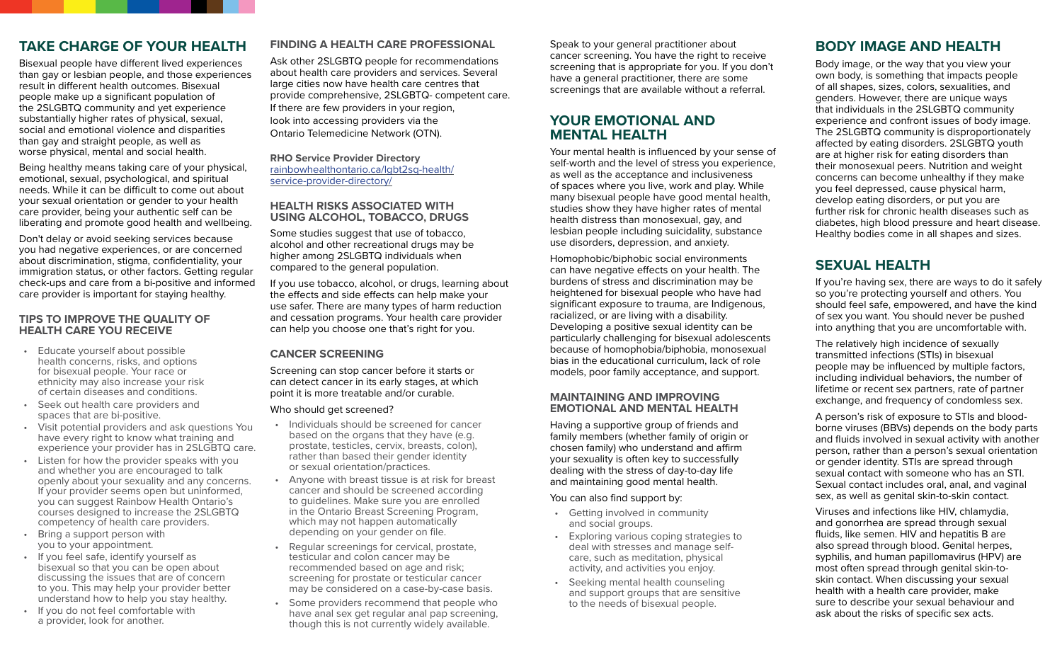## TAKE CHARGE OF YOUR HEALTH

Bisexual people have different lived experiences than gay or lesbian people, and those experiences result in different health outcomes. Bisexual people make up a significant population of the 2SLGBTQ community and yet experience substantially higher rates of physical, sexual, social and emotional violence and disparities than gay and straight people, as well as worse physical, mental and social health.

Being healthy means taking care of your physical, emotional, sexual, psychological, and spiritual needs. While it can be difficult to come out about your sexual orientation or gender to your health care provider, being your authentic self can be liberating and promote good health and wellbeing.

Don't delay or avoid seeking services because you had negative experiences, or are concerned about discrimination, stigma, confidentiality, your immigration status, or other factors. Getting regular check-ups and care from a bi-positive and informed care provider is important for staying healthy.

### TIPS TO IMPROVE THE QUALITY OF HEALTH CARE YOU RECEIVE

- Educate yourself about possible health concerns, risks, and options for bisexual people. Your race or ethnicity may also increase your risk of certain diseases and conditions.
- Seek out health care providers and spaces that are bi-positive.
- Visit potential providers and ask questions You have every right to know what training and experience your provider has in 2SLGBTQ care.
- Listen for how the provider speaks with you and whether you are encouraged to talk openly about your sexuality and any concerns. If your provider seems open but uninformed, you can suggest Rainbow Health Ontario's courses designed to increase the 2SLGBTQ competency of health care providers.
- Bring a support person with you to your appointment.
- If you feel safe, identify yourself as bisexual so that you can be open about discussing the issues that are of concern to you. This may help your provider better understand how to help you stay healthy.
- If you do not feel comfortable with a provider, look for another.

### FINDING A HEALTH CARE PROFESSIONAL

Ask other 2SLGBTQ people for recommendations about health care providers and services. Several large cities now have health care centres that provide comprehensive, 2SLGBTQ- competent care. If there are few providers in your region, look into accessing providers via the Ontario Telemedicine Network (OTN).

**RHO Service Provider Directory**
rainbowhealthontario.ca/lgbt2sq-health/service-provider-directory/

### HEALTH RISKS ASSOCIATED WITH USING ALCOHOL, TOBACCO, DRUGS

Some studies suggest that use of tobacco, alcohol and other recreational drugs may be higher among 2SLGBTQ individuals when compared to the general population.

If you use tobacco, alcohol, or drugs, learning about the effects and side effects can help make your use safer. There are many types of harm reduction and cessation programs. Your health care provider can help you choose one that's right for you.

### CANCER SCREENING

Screening can stop cancer before it starts or can detect cancer in its early stages, at which point it is more treatable and/or curable.

Who should get screened?

- Individuals should be screened for cancer based on the organs that they have (e.g. prostate, testicles, cervix, breasts, colon), rather than based their gender identity or sexual orientation/practices.
- Anyone with breast tissue is at risk for breast cancer and should be screened according to guidelines. Make sure you are enrolled in the Ontario Breast Screening Program, which may not happen automatically depending on your gender on file.
- Regular screenings for cervical, prostate, testicular and colon cancer may be recommended based on age and risk; screening for prostate or testicular cancer may be considered on a case-by-case basis.
- Some providers recommend that people who have anal sex get regular anal pap screening, though this is not currently widely available.

Speak to your general practitioner about cancer screening. You have the right to receive screening that is appropriate for you. If you don't have a general practitioner, there are some screenings that are available without a referral.

## YOUR EMOTIONAL AND MENTAL HEALTH

Your mental health is influenced by your sense of self-worth and the level of stress you experience, as well as the acceptance and inclusiveness of spaces where you live, work and play. While many bisexual people have good mental health, studies show they have higher rates of mental health distress than monosexual, gay, and lesbian people including suicidality, substance use disorders, depression, and anxiety.

Homophobic/biphobic social environments can have negative effects on your health. The burdens of stress and discrimination may be heightened for bisexual people who have had significant exposure to trauma, are Indigenous, racialized, or are living with a disability. Developing a positive sexual identity can be particularly challenging for bisexual adolescents because of homophobia/biphobia, monosexual bias in the educational curriculum, lack of role models, poor family acceptance, and support.

### MAINTAINING AND IMPROVING EMOTIONAL AND MENTAL HEALTH

Having a supportive group of friends and family members (whether family of origin or chosen family) who understand and affirm your sexuality is often key to successfully dealing with the stress of day-to-day life and maintaining good mental health.

You can also find support by:

- Getting involved in community and social groups.
- Exploring various coping strategies to deal with stresses and manage self-care, such as meditation, physical activity, and activities you enjoy.
- Seeking mental health counseling and support groups that are sensitive to the needs of bisexual people.

## BODY IMAGE AND HEALTH

Body image, or the way that you view your own body, is something that impacts people of all shapes, sizes, colors, sexualities, and genders. However, there are unique ways that individuals in the 2SLGBTQ community experience and confront issues of body image. The 2SLGBTQ community is disproportionately affected by eating disorders. 2SLGBTQ youth are at higher risk for eating disorders than their monosexual peers. Nutrition and weight concerns can become unhealthy if they make you feel depressed, cause physical harm, develop eating disorders, or put you are further risk for chronic health diseases such as diabetes, high blood pressure and heart disease. Healthy bodies come in all shapes and sizes.

## SEXUAL HEALTH

If you're having sex, there are ways to do it safely so you're protecting yourself and others. You should feel safe, empowered, and have the kind of sex you want. You should never be pushed into anything that you are uncomfortable with.

The relatively high incidence of sexually transmitted infections (STIs) in bisexual people may be influenced by multiple factors, including individual behaviors, the number of lifetime or recent sex partners, rate of partner exchange, and frequency of condomless sex.

A person's risk of exposure to STIs and blood-borne viruses (BBVs) depends on the body parts and fluids involved in sexual activity with another person, rather than a person's sexual orientation or gender identity. STIs are spread through sexual contact with someone who has an STI. Sexual contact includes oral, anal, and vaginal sex, as well as genital skin-to-skin contact.

Viruses and infections like HIV, chlamydia, and gonorrhea are spread through sexual fluids, like semen. HIV and hepatitis B are also spread through blood. Genital herpes, syphilis, and human papillomavirus (HPV) are most often spread through genital skin-to-skin contact. When discussing your sexual health with a health care provider, make sure to describe your sexual behaviour and ask about the risks of specific sex acts.